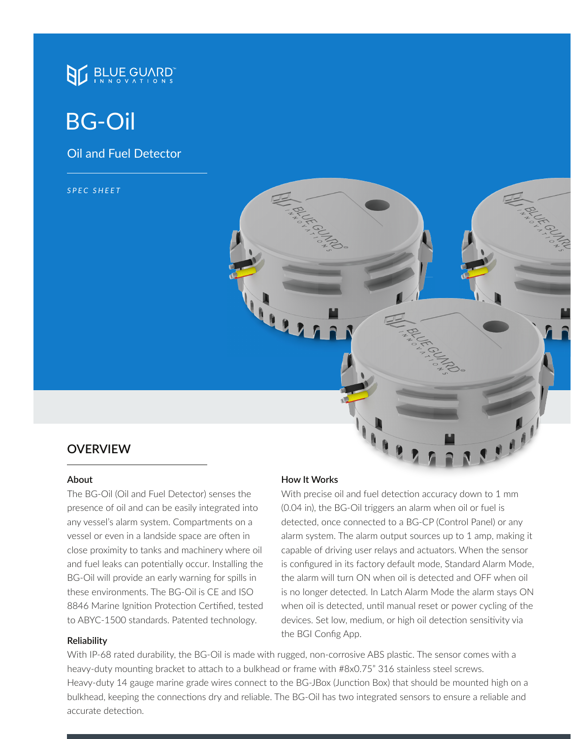BLUE GUARD™ INNOVATIONS

# BG-Oil

## Oil and Fuel Detector

*SPEC SHEET*

## OVERVIEW

### About

The BG-Oil (Oil and Fuel Detector) senses the presence of oil and can be easily integrated into any vessel's alarm system. Compartments on a vessel or even in a landside space are often in close proximity to tanks and machinery where oil and fuel leaks can potentially occur. Installing the BG-Oil will provide an early warning for spills in these environments. The BG-Oil is CE and ISO 8846 Marine Ignition Protection Certified, tested to ABYC-1500 standards. Patented technology.

### How It Works

With precise oil and fuel detection accuracy down to 1 mm (0.04 in), the BG-Oil triggers an alarm when oil or fuel is detected, once connected to a BG-CP (Control Panel) or any alarm system. The alarm output sources up to 1 amp, making it capable of driving user relays and actuators. When the sensor is configured in its factory default mode, Standard Alarm Mode, the alarm will turn ON when oil is detected and OFF when oil is no longer detected. In Latch Alarm Mode the alarm stays ON when oil is detected, until manual reset or power cycling of the devices. Set low, medium, or high oil detection sensitivity via the BGI Config App.

### Reliability

With IP-68 rated durability, the BG-Oil is made with rugged, non-corrosive ABS plastic. The sensor comes with a heavy-duty mounting bracket to attach to a bulkhead or frame with #8x0.75" 316 stainless steel screws. Heavy-duty 14 gauge marine grade wires connect to the BG-JBox (Junction Box) that should be mounted high on a bulkhead, keeping the connections dry and reliable. The BG-Oil has two integrated sensors to ensure a reliable and accurate detection.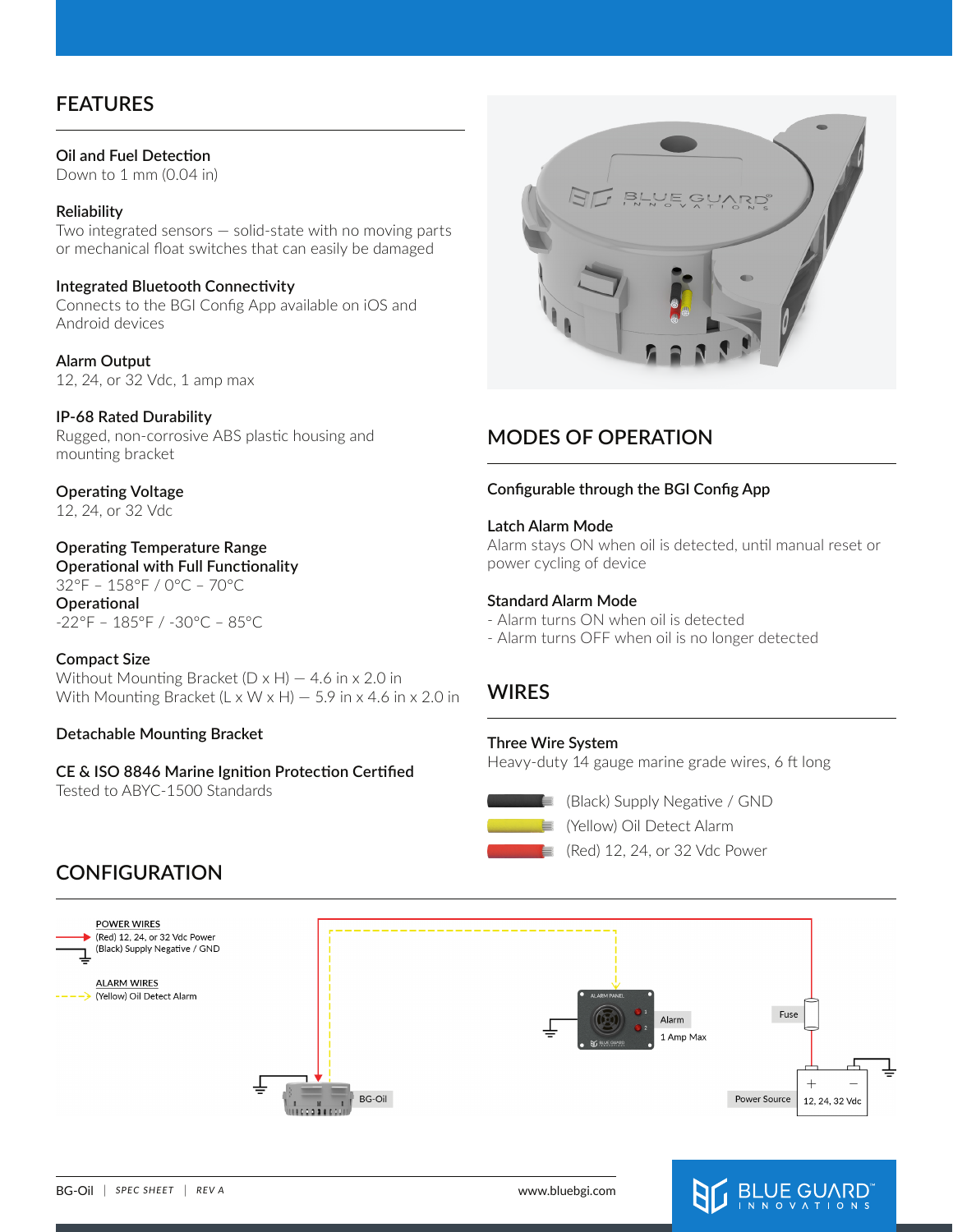## FEATURES

**Oil and Fuel Detection**
Down to 1 mm (0.04 in)

**Reliability**
Two integrated sensors — solid-state with no moving parts or mechanical float switches that can easily be damaged

**Integrated Bluetooth Connectivity**
Connects to the BGI Config App available on iOS and Android devices

**Alarm Output**
12, 24, or 32 Vdc, 1 amp max

**IP-68 Rated Durability**
Rugged, non-corrosive ABS plastic housing and mounting bracket

**Operating Voltage**
12, 24, or 32 Vdc

**Operating Temperature Range**
**Operational with Full Functionality**
32°F – 158°F / 0°C – 70°C
**Operational**
-22°F – 185°F / -30°C – 85°C

**Compact Size**
Without Mounting Bracket (D x H) — 4.6 in x 2.0 in
With Mounting Bracket (L x W x H) — 5.9 in x 4.6 in x 2.0 in

**Detachable Mounting Bracket**

**CE & ISO 8846 Marine Ignition Protection Certified**
Tested to ABYC-1500 Standards

## MODES OF OPERATION

**Configurable through the BGI Config App**

**Latch Alarm Mode**
Alarm stays ON when oil is detected, until manual reset or power cycling of device

**Standard Alarm Mode**
- Alarm turns ON when oil is detected
- Alarm turns OFF when oil is no longer detected

## WIRES

**Three Wire System**
Heavy-duty 14 gauge marine grade wires, 6 ft long

(Black) Supply Negative / GND
(Yellow) Oil Detect Alarm
(Red) 12, 24, or 32 Vdc Power

## CONFIGURATION

POWER WIRES
(Red) 12, 24, or 32 Vdc Power
(Black) Supply Negative / GND

ALARM WIRES
(Yellow) Oil Detect Alarm

ALARM PANEL
Alarm
1 Amp Max
Fuse
Power Source
12, 24, 32 Vdc
BG-Oil